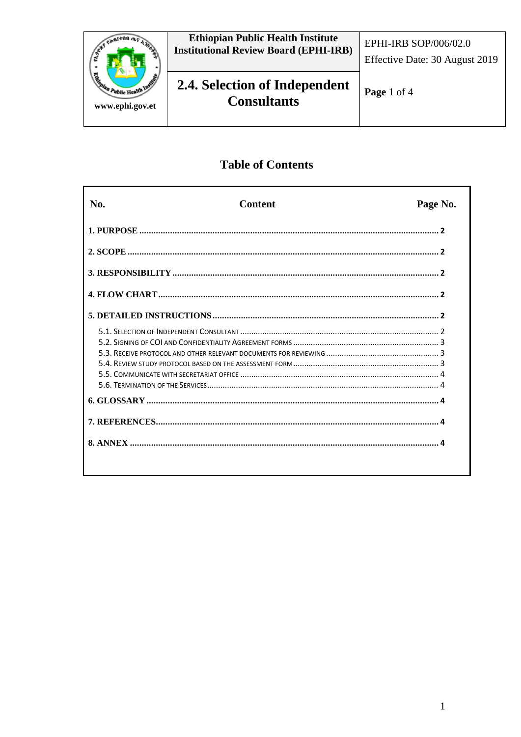| | Ethiopian Public Health Institute Institutional Review Board (EPHI-IRB) | EPHI-IRB SOP/006/02.0 Effective Date: 30 August 2019 |
|---|---|---|
| www.ephi.gov.et | **2.4. Selection of Independent Consultants** | **Page** 1 of 4 |

# Table of Contents

| No. | Content | Page No. |
|---|---|---|
| **1. PURPOSE** | | **2** |
| **2. SCOPE** | | **2** |
| **3. RESPONSIBILITY** | | **2** |
| **4. FLOW CHART** | | **2** |
| **5. DETAILED INSTRUCTIONS** | | **2** |
| 5.1. Selection of Independent Consultant | | 2 |
| 5.2. Signing of COI and Confidentiality Agreement forms | | 3 |
| 5.3. Receive protocol and other relevant documents for reviewing | | 3 |
| 5.4. Review study protocol based on the assessment form | | 3 |
| 5.5. Communicate with secretariat office | | 4 |
| 5.6. Termination of the Services | | 4 |
| **6. GLOSSARY** | | **4** |
| **7. REFERENCES** | | **4** |
| **8. ANNEX** | | **4** |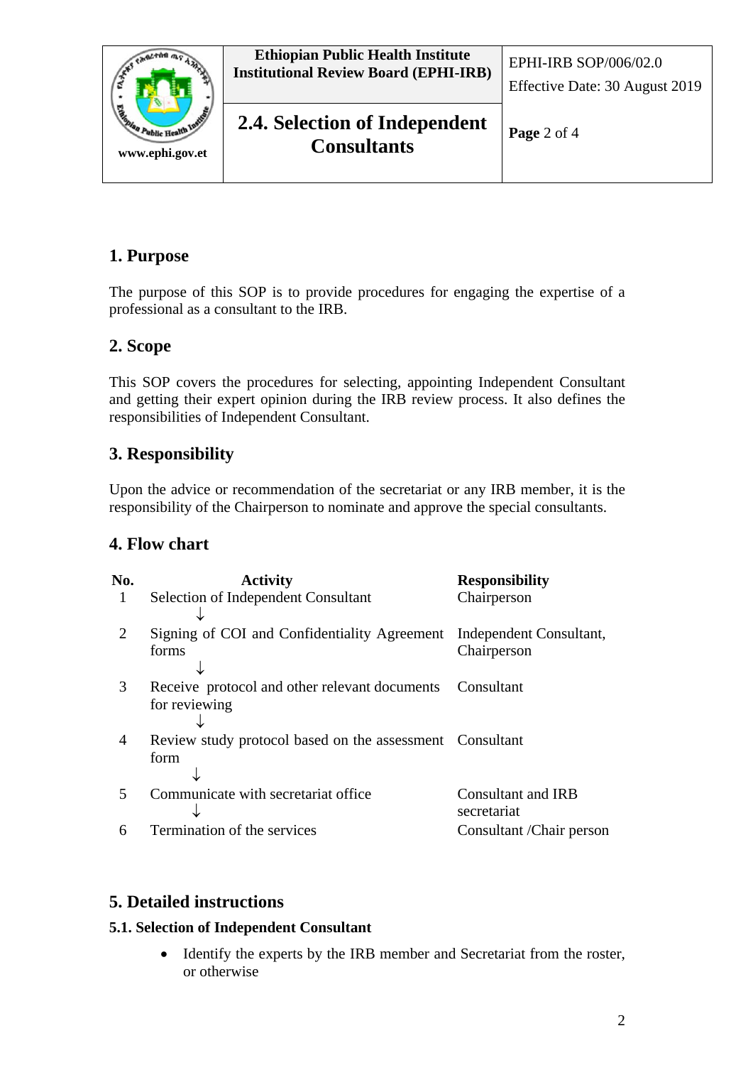## 1. Purpose

The purpose of this SOP is to provide procedures for engaging the expertise of a professional as a consultant to the IRB.

## 2. Scope

This SOP covers the procedures for selecting, appointing Independent Consultant and getting their expert opinion during the IRB review process. It also defines the responsibilities of Independent Consultant.

## 3. Responsibility

Upon the advice or recommendation of the secretariat or any IRB member, it is the responsibility of the Chairperson to nominate and approve the special consultants.

## 4. Flow chart

| No. | Activity | Responsibility |
|---|---|---|
| 1 | Selection of Independent Consultant ↓ | Chairperson |
| 2 | Signing of COI and Confidentiality Agreement forms ↓ | Independent Consultant, Chairperson |
| 3 | Receive protocol and other relevant documents for reviewing ↓ | Consultant |
| 4 | Review study protocol based on the assessment form ↓ | Consultant |
| 5 | Communicate with secretariat office ↓ | Consultant and IRB secretariat |
| 6 | Termination of the services | Consultant /Chair person |

## 5. Detailed instructions

### 5.1. Selection of Independent Consultant

- Identify the experts by the IRB member and Secretariat from the roster, or otherwise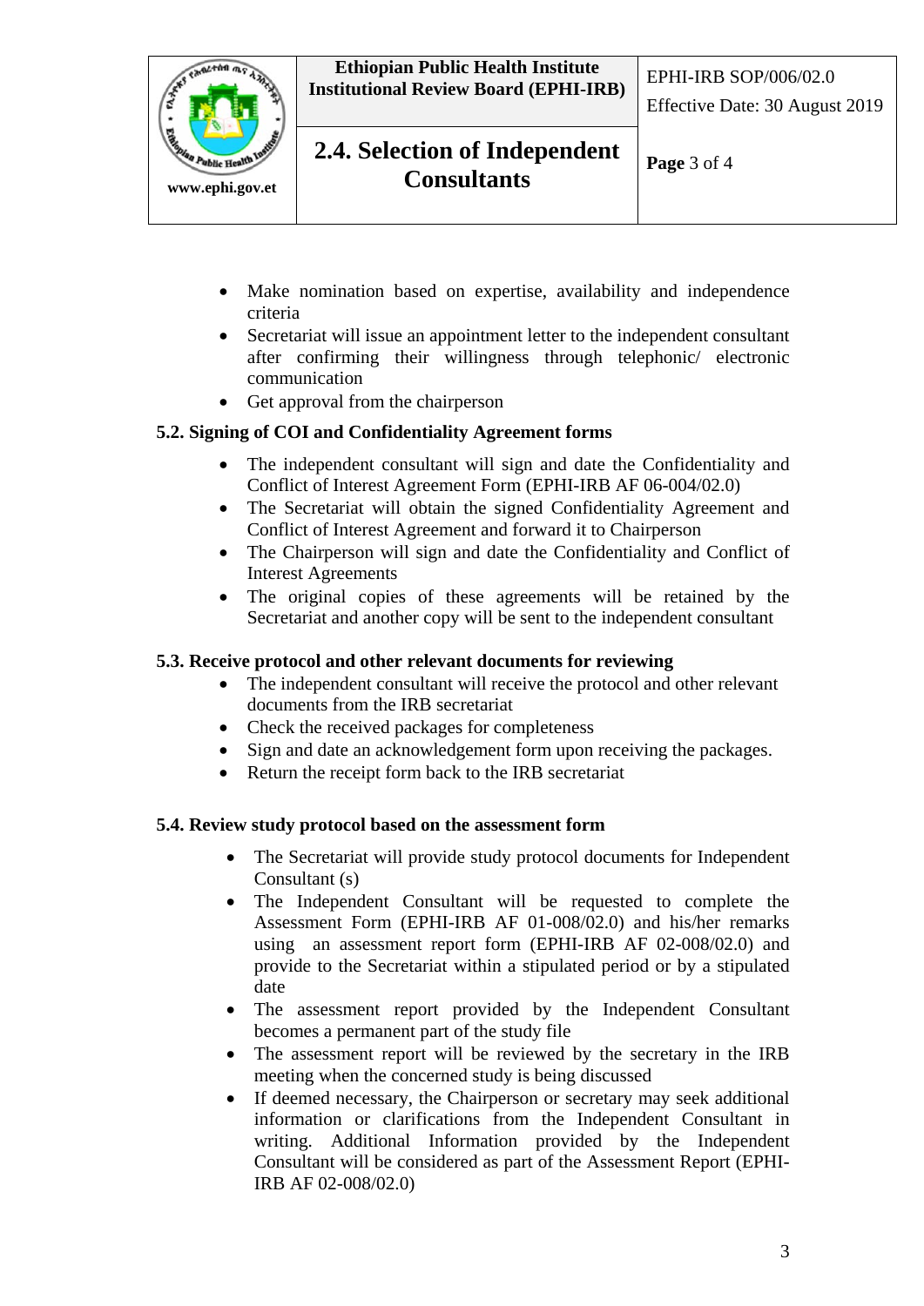- Make nomination based on expertise, availability and independence criteria
- Secretariat will issue an appointment letter to the independent consultant after confirming their willingness through telephonic/ electronic communication
- Get approval from the chairperson

**5.2. Signing of COI and Confidentiality Agreement forms**

- The independent consultant will sign and date the Confidentiality and Conflict of Interest Agreement Form (EPHI-IRB AF 06-004/02.0)
- The Secretariat will obtain the signed Confidentiality Agreement and Conflict of Interest Agreement and forward it to Chairperson
- The Chairperson will sign and date the Confidentiality and Conflict of Interest Agreements
- The original copies of these agreements will be retained by the Secretariat and another copy will be sent to the independent consultant

**5.3. Receive protocol and other relevant documents for reviewing**

- The independent consultant will receive the protocol and other relevant documents from the IRB secretariat
- Check the received packages for completeness
- Sign and date an acknowledgement form upon receiving the packages.
- Return the receipt form back to the IRB secretariat

**5.4. Review study protocol based on the assessment form**

- The Secretariat will provide study protocol documents for Independent Consultant (s)
- The Independent Consultant will be requested to complete the Assessment Form (EPHI-IRB AF 01-008/02.0) and his/her remarks using an assessment report form (EPHI-IRB AF 02-008/02.0) and provide to the Secretariat within a stipulated period or by a stipulated date
- The assessment report provided by the Independent Consultant becomes a permanent part of the study file
- The assessment report will be reviewed by the secretary in the IRB meeting when the concerned study is being discussed
- If deemed necessary, the Chairperson or secretary may seek additional information or clarifications from the Independent Consultant in writing. Additional Information provided by the Independent Consultant will be considered as part of the Assessment Report (EPHI-IRB AF 02-008/02.0)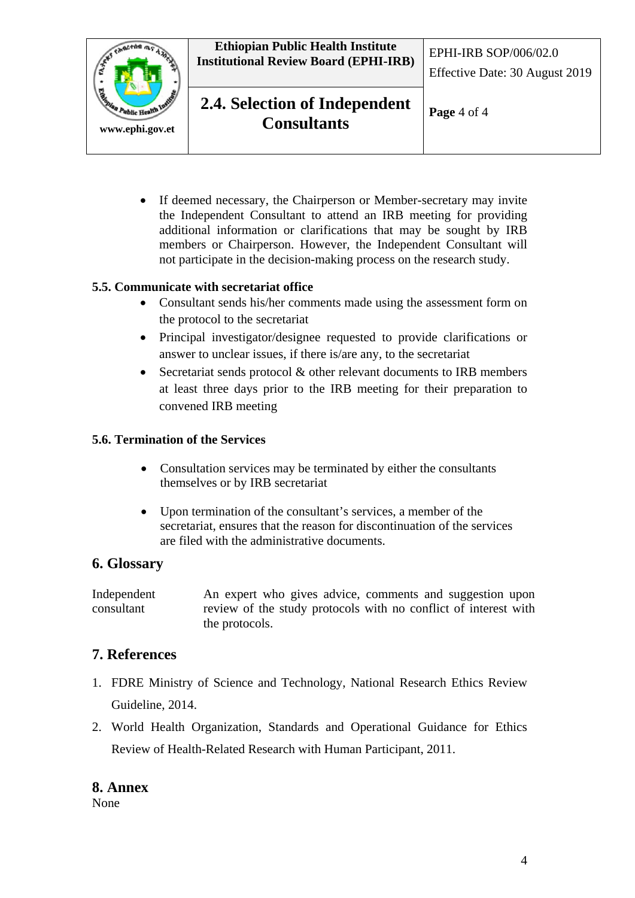- If deemed necessary, the Chairperson or Member-secretary may invite the Independent Consultant to attend an IRB meeting for providing additional information or clarifications that may be sought by IRB members or Chairperson. However, the Independent Consultant will not participate in the decision-making process on the research study.

**5.5. Communicate with secretariat office**

- Consultant sends his/her comments made using the assessment form on the protocol to the secretariat
- Principal investigator/designee requested to provide clarifications or answer to unclear issues, if there is/are any, to the secretariat
- Secretariat sends protocol & other relevant documents to IRB members at least three days prior to the IRB meeting for their preparation to convened IRB meeting

**5.6. Termination of the Services**

- Consultation services may be terminated by either the consultants themselves or by IRB secretariat
- Upon termination of the consultant's services, a member of the secretariat, ensures that the reason for discontinuation of the services are filed with the administrative documents.

## 6. Glossary

| | |
|---|---|
| Independent consultant | An expert who gives advice, comments and suggestion upon review of the study protocols with no conflict of interest with the protocols. |

## 7. References

1. FDRE Ministry of Science and Technology, National Research Ethics Review Guideline, 2014.
2. World Health Organization, Standards and Operational Guidance for Ethics Review of Health-Related Research with Human Participant, 2011.

## 8. Annex

None